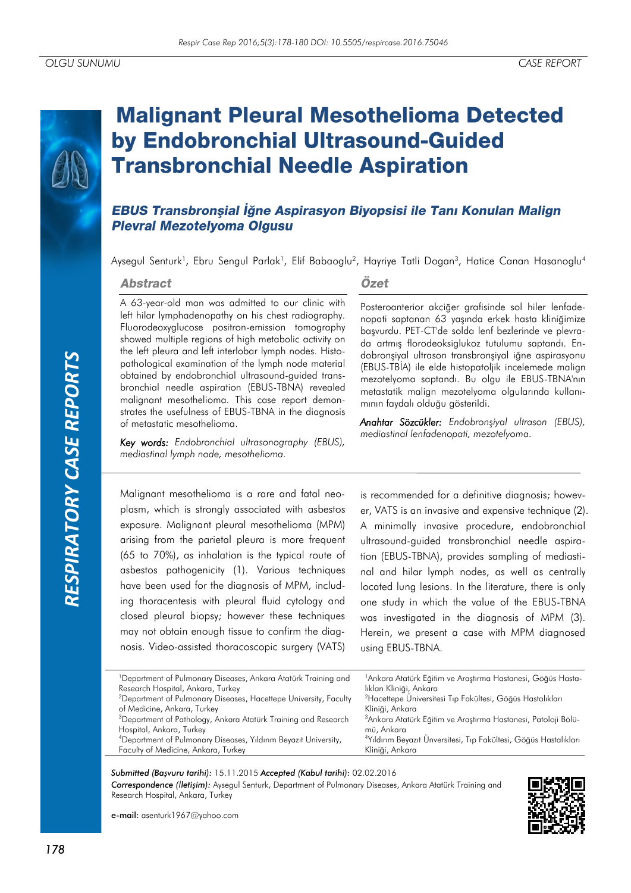OLGU SUNUMU — CASE REPORT

# Malignant Pleural Mesothelioma Detected by Endobronchial Ultrasound-Guided Transbronchial Needle Aspiration

## *EBUS Transbronşial İğne Aspirasyon Biyopsisi ile Tanı Konulan Malign Plevral Mezotelyoma Olgusu*

Aysegul Senturk[1], Ebru Sengul Parlak[1], Elif Babaoglu[2], Hayriye Tatli Dogan[3], Hatice Canan Hasanoglu[4]

### Abstract

A 63-year-old man was admitted to our clinic with left hilar lymphadenopathy on his chest radiography. Fluorodeoxyglucose positron-emission tomography showed multiple regions of high metabolic activity on the left pleura and left interlobar lymph nodes. Histopathological examination of the lymph node material obtained by endobronchial ultrasound-guided transbronchial needle aspiration (EBUS-TBNA) revealed malignant mesothelioma. This case report demonstrates the usefulness of EBUS-TBNA in the diagnosis of metastatic mesothelioma.

*Key words:* *Endobronchial ultrasonography (EBUS), mediastinal lymph node, mesothelioma.*

### Özet

Posteroanterior akciğer grafisinde sol hiler lenfadenopati saptanan 63 yaşında erkek hasta kliniğimize başvurdu. PET-CT'de solda lenf bezlerinde ve plevrada artmış florodeoksiglukoz tutulumu saptandı. Endobronşiyal ultrason transbronşiyal iğne aspirasyonu (EBUS-TBİA) ile elde histopatolijik incelemede malign mezotelyoma saptandı. Bu olgu ile EBUS-TBNA'nın metastatik malign mezotelyoma olgularında kullanımının faydalı olduğu gösterildi.

*Anahtar Sözcükler:* *Endobronşiyal ultrason (EBUS), mediastinal lenfadenopati, mezotelyoma.*

Malignant mesothelioma is a rare and fatal neoplasm, which is strongly associated with asbestos exposure. Malignant pleural mesothelioma (MPM) arising from the parietal pleura is more frequent (65 to 70%), as inhalation is the typical route of asbestos pathogenicity (1). Various techniques have been used for the diagnosis of MPM, including thoracentesis with pleural fluid cytology and closed pleural biopsy; however these techniques may not obtain enough tissue to confirm the diagnosis. Video-assisted thoracoscopic surgery (VATS) is recommended for a definitive diagnosis; however, VATS is an invasive and expensive technique (2). A minimally invasive procedure, endobronchial ultrasound-guided transbronchial needle aspiration (EBUS-TBNA), provides sampling of mediastinal and hilar lymph nodes, as well as centrally located lung lesions. In the literature, there is only one study in which the value of the EBUS-TBNA was investigated in the diagnosis of MPM (3). Herein, we present a case with MPM diagnosed using EBUS-TBNA.

[1]Department of Pulmonary Diseases, Ankara Atatürk Training and Research Hospital, Ankara, Turkey
[2]Department of Pulmonary Diseases, Hacettepe University, Faculty of Medicine, Ankara, Turkey
[3]Department of Pathology, Ankara Atatürk Training and Research Hospital, Ankara, Turkey
[4]Department of Pulmonary Diseases, Yıldırım Beyazıt University, Faculty of Medicine, Ankara, Turkey

[1]Ankara Atatürk Eğitim ve Araştırma Hastanesi, Göğüs Hastalıkları Kliniği, Ankara
[2]Hacettepe Üniversitesi Tıp Fakültesi, Göğüs Hastalıkları Kliniği, Ankara
[3]Ankara Atatürk Eğitim ve Araştırma Hastanesi, Patoloji Bölümü, Ankara
[4]Yıldırım Beyazıt Ünversitesi, Tıp Fakültesi, Göğüs Hastalıkları Kliniği, Ankara

***Submitted (Başvuru tarihi):*** 15.11.2015 ***Accepted (Kabul tarihi):*** 02.02.2016

***Correspondence (İletişim):*** Aysegul Senturk, Department of Pulmonary Diseases, Ankara Atatürk Training and Research Hospital, Ankara, Turkey

**e-mail:** asenturk1967@yahoo.com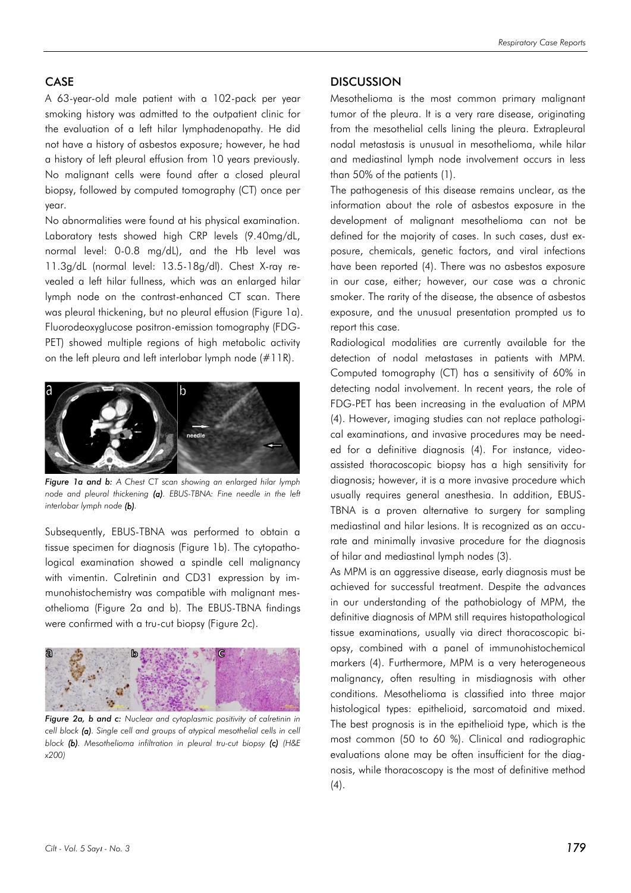## CASE

A 63-year-old male patient with a 102-pack per year smoking history was admitted to the outpatient clinic for the evaluation of a left hilar lymphadenopathy. He did not have a history of asbestos exposure; however, he had a history of left pleural effusion from 10 years previously. No malignant cells were found after a closed pleural biopsy, followed by computed tomography (CT) once per year.

No abnormalities were found at his physical examination. Laboratory tests showed high CRP levels (9.40mg/dL, normal level: 0-0.8 mg/dL), and the Hb level was 11.3g/dL (normal level: 13.5-18g/dl). Chest X-ray revealed a left hilar fullness, which was an enlarged hilar lymph node on the contrast-enhanced CT scan. There was pleural thickening, but no pleural effusion (Figure 1a). Fluorodeoxyglucose positron-emission tomography (FDG-PET) showed multiple regions of high metabolic activity on the left pleura and left interlobar lymph node (#11R).

*Figure 1a and b: A Chest CT scan showing an enlarged hilar lymph node and pleural thickening **(a)**. EBUS-TBNA: Fine needle in the left interlobar lymph node **(b)**.*

Subsequently, EBUS-TBNA was performed to obtain a tissue specimen for diagnosis (Figure 1b). The cytopathological examination showed a spindle cell malignancy with vimentin. Calretinin and CD31 expression by immunohistochemistry was compatible with malignant mesothelioma (Figure 2a and b). The EBUS-TBNA findings were confirmed with a tru-cut biopsy (Figure 2c).

*Figure 2a, b and c: Nuclear and cytoplasmic positivity of calretinin in cell block **(a)**. Single cell and groups of atypical mesothelial cells in cell block **(b)**. Mesothelioma infiltration in pleural tru-cut biopsy **(c)** (H&E x200)*

## DISCUSSION

Mesothelioma is the most common primary malignant tumor of the pleura. It is a very rare disease, originating from the mesothelial cells lining the pleura. Extrapleural nodal metastasis is unusual in mesothelioma, while hilar and mediastinal lymph node involvement occurs in less than 50% of the patients (1).

The pathogenesis of this disease remains unclear, as the information about the role of asbestos exposure in the development of malignant mesothelioma can not be defined for the majority of cases. In such cases, dust exposure, chemicals, genetic factors, and viral infections have been reported (4). There was no asbestos exposure in our case, either; however, our case was a chronic smoker. The rarity of the disease, the absence of asbestos exposure, and the unusual presentation prompted us to report this case.

Radiological modalities are currently available for the detection of nodal metastases in patients with MPM. Computed tomography (CT) has a sensitivity of 60% in detecting nodal involvement. In recent years, the role of FDG-PET has been increasing in the evaluation of MPM (4). However, imaging studies can not replace pathological examinations, and invasive procedures may be needed for a definitive diagnosis (4). For instance, video-assisted thoracoscopic biopsy has a high sensitivity for diagnosis; however, it is a more invasive procedure which usually requires general anesthesia. In addition, EBUS-TBNA is a proven alternative to surgery for sampling mediastinal and hilar lesions. It is recognized as an accurate and minimally invasive procedure for the diagnosis of hilar and mediastinal lymph nodes (3).

As MPM is an aggressive disease, early diagnosis must be achieved for successful treatment. Despite the advances in our understanding of the pathobiology of MPM, the definitive diagnosis of MPM still requires histopathological tissue examinations, usually via direct thoracoscopic biopsy, combined with a panel of immunohistochemical markers (4). Furthermore, MPM is a very heterogeneous malignancy, often resulting in misdiagnosis with other conditions. Mesothelioma is classified into three major histological types: epithelioid, sarcomatoid and mixed. The best prognosis is in the epithelioid type, which is the most common (50 to 60 %). Clinical and radiographic evaluations alone may be often insufficient for the diagnosis, while thoracoscopy is the most of definitive method (4).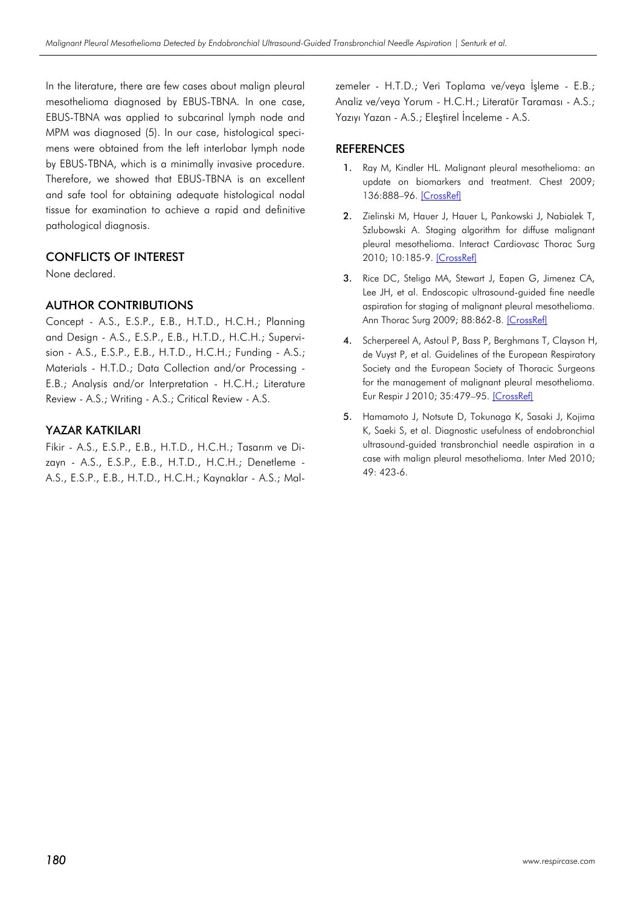In the literature, there are few cases about malign pleural mesothelioma diagnosed by EBUS-TBNA. In one case, EBUS-TBNA was applied to subcarinal lymph node and MPM was diagnosed (5). In our case, histological specimens were obtained from the left interlobar lymph node by EBUS-TBNA, which is a minimally invasive procedure. Therefore, we showed that EBUS-TBNA is an excellent and safe tool for obtaining adequate histological nodal tissue for examination to achieve a rapid and definitive pathological diagnosis.

## CONFLICTS OF INTEREST

None declared.

## AUTHOR CONTRIBUTIONS

Concept - A.S., E.S.P., E.B., H.T.D., H.C.H.; Planning and Design - A.S., E.S.P., E.B., H.T.D., H.C.H.; Supervision - A.S., E.S.P., E.B., H.T.D., H.C.H.; Funding - A.S.; Materials - H.T.D.; Data Collection and/or Processing - E.B.; Analysis and/or Interpretation - H.C.H.; Literature Review - A.S.; Writing - A.S.; Critical Review - A.S.

## YAZAR KATKILARI

Fikir - A.S., E.S.P., E.B., H.T.D., H.C.H.; Tasarım ve Dizayn - A.S., E.S.P., E.B., H.T.D., H.C.H.; Denetleme - A.S., E.S.P., E.B., H.T.D., H.C.H.; Kaynaklar - A.S.; Malzemeler - H.T.D.; Veri Toplama ve/veya İşleme - E.B.; Analiz ve/veya Yorum - H.C.H.; Literatür Taraması - A.S.; Yazıyı Yazan - A.S.; Eleştirel İnceleme - A.S.

## REFERENCES

1. Ray M, Kindler HL. Malignant pleural mesothelioma: an update on biomarkers and treatment. Chest 2009; 136:888–96. [CrossRef]
2. Zielinski M, Hauer J, Hauer L, Pankowski J, Nabialek T, Szlubowski A. Staging algorithm for diffuse malignant pleural mesothelioma. Interact Cardiovasc Thorac Surg 2010; 10:185-9. [CrossRef]
3. Rice DC, Steliga MA, Stewart J, Eapen G, Jimenez CA, Lee JH, et al. Endoscopic ultrasound-guided fine needle aspiration for staging of malignant pleural mesothelioma. Ann Thorac Surg 2009; 88:862-8. [CrossRef]
4. Scherpereel A, Astoul P, Bass P, Berghmans T, Clayson H, de Vuyst P, et al. Guidelines of the European Respiratory Society and the European Society of Thoracic Surgeons for the management of malignant pleural mesothelioma. Eur Respir J 2010; 35:479–95. [CrossRef]
5. Hamamoto J, Notsute D, Tokunaga K, Sasaki J, Kojima K, Saeki S, et al. Diagnostic usefulness of endobronchial ultrasound-guided transbronchial needle aspiration in a case with malign pleural mesothelioma. Inter Med 2010; 49: 423-6.